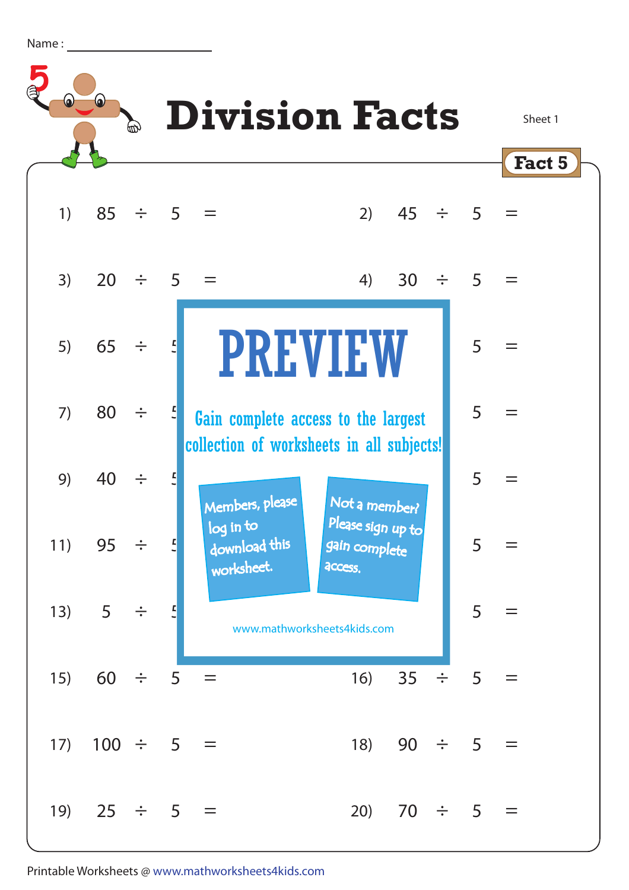Name : ____________________

# Division Facts

Sheet 1

**Fact 5**

1) 85 ÷ 5 =

2) 45 ÷ 5 =

3) 20 ÷ 5 =

4) 30 ÷ 5 =

5) 65 ÷ 5 =

6) ÷ 5 =

7) 80 ÷ 5 =

8) ÷ 5 =

9) 40 ÷ 5 =

10) ÷ 5 =

11) 95 ÷ 5 =

12) ÷ 5 =

13) 5 ÷ 5 =

14) ÷ 5 =

15) 60 ÷ 5 =

16) 35 ÷ 5 =

17) 100 ÷ 5 =

18) 90 ÷ 5 =

19) 25 ÷ 5 =

20) 70 ÷ 5 =

PREVIEW

Gain complete access to the largest collection of worksheets in all subjects!

Members, please log in to download this worksheet.

Not a member? Please sign up to gain complete access.

www.mathworksheets4kids.com

Printable Worksheets @ www.mathworksheets4kids.com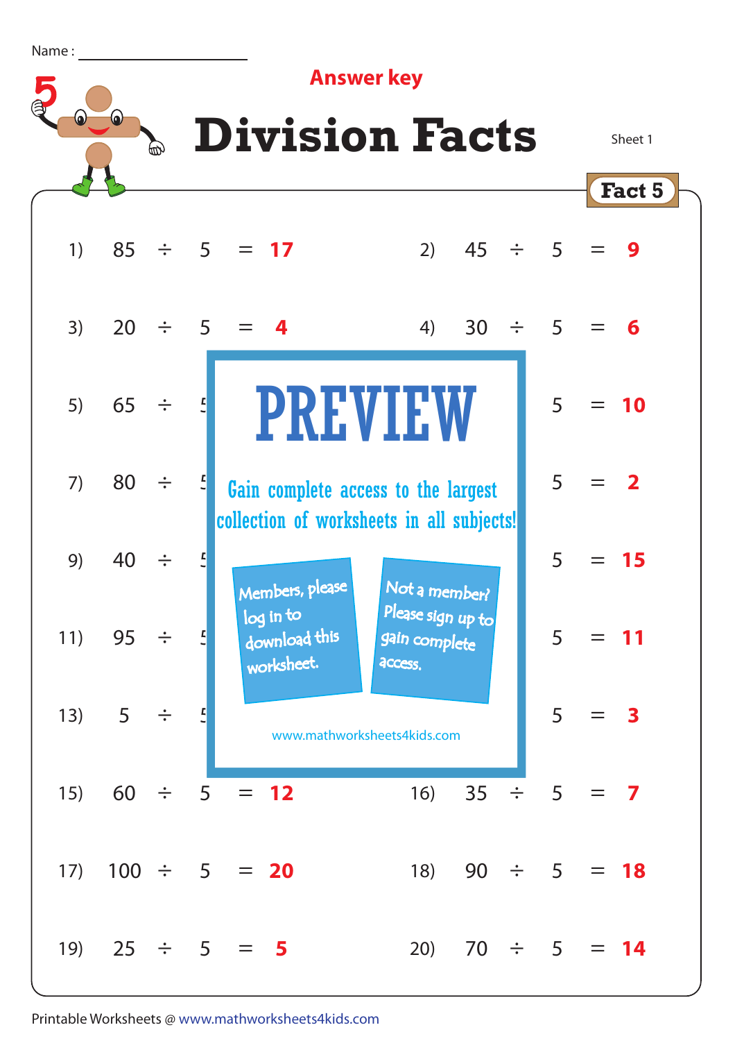Name : ____________________

**Answer key**

# Division Facts

Sheet 1

**Fact 5**

1) $85 \div 5 =$ **17**

2) $45 \div 5 =$ **9**

3) $20 \div 5 =$ **4**

4) $30 \div 5 =$ **6**

5) $65 \div 5$

6) $5 =$ **10**

7) $80 \div 5$

8) $5 =$ **2**

9) $40 \div 5$

10) $5 =$ **15**

11) $95 \div 5$

12) $5 =$ **11**

13) $5 \div 5$

14) $5 =$ **3**

15) $60 \div 5 =$ **12**

16) $35 \div 5 =$ **7**

17) $100 \div 5 =$ **20**

18) $90 \div 5 =$ **18**

19) $25 \div 5 =$ **5**

20) $70 \div 5 =$ **14**

**PREVIEW**

Gain complete access to the largest collection of worksheets in all subjects!

Members, please log in to download this worksheet.

Not a member? Please sign up to gain complete access.

www.mathworksheets4kids.com

Printable Worksheets @ www.mathworksheets4kids.com